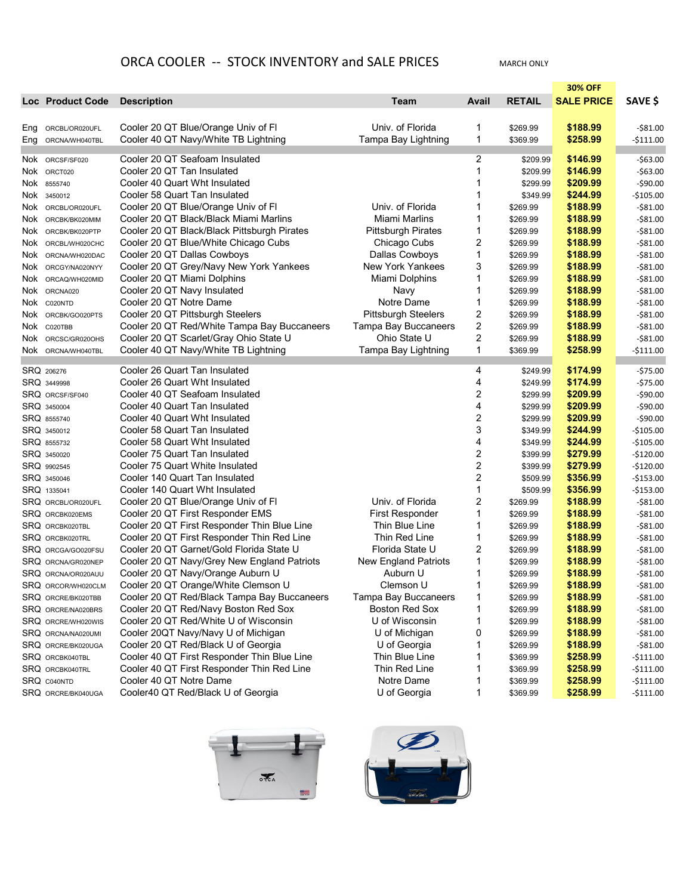# ORCA COOLER -- STOCK INVENTORY and SALE PRICES

MARCH ONLY

| Loc | Product Code | Description | Team | Avail | RETAIL | 30% OFF SALE PRICE | SAVE $ |
|---|---|---|---|---|---|---|---|
| Eng | ORCBL/OR020UFL | Cooler 20 QT Blue/Orange Univ of Fl | Univ. of Florida | 1 | $269.99 | **$188.99** | -$81.00 |
| Eng | ORCNA/WH040TBL | Cooler 40 QT Navy/White TB Lightning | Tampa Bay Lightning | 1 | $369.99 | **$258.99** | -$111.00 |
| Nok | ORCSF/SF020 | Cooler 20 QT Seafoam Insulated | | 2 | $209.99 | **$146.99** | -$63.00 |
| Nok | ORCT020 | Cooler 20 QT Tan Insulated | | 1 | $209.99 | **$146.99** | -$63.00 |
| Nok | 8555740 | Cooler 40 Quart Wht Insulated | | 1 | $299.99 | **$209.99** | -$90.00 |
| Nok | 3450012 | Cooler 58 Quart Tan Insulated | | 1 | $349.99 | **$244.99** | -$105.00 |
| Nok | ORCBL/OR020UFL | Cooler 20 QT Blue/Orange Univ of Fl | Univ. of Florida | 1 | $269.99 | **$188.99** | -$81.00 |
| Nok | ORCBK/BK020MIM | Cooler 20 QT Black/Black Miami Marlins | Miami Marlins | 1 | $269.99 | **$188.99** | -$81.00 |
| Nok | ORCBK/BK020PTP | Cooler 20 QT Black/Black Pittsburgh Pirates | Pittsburgh Pirates | 1 | $269.99 | **$188.99** | -$81.00 |
| Nok | ORCBL/WH020CHC | Cooler 20 QT Blue/White Chicago Cubs | Chicago Cubs | 2 | $269.99 | **$188.99** | -$81.00 |
| Nok | ORCNA/WH020DAC | Cooler 20 QT Dallas Cowboys | Dallas Cowboys | 1 | $269.99 | **$188.99** | -$81.00 |
| Nok | ORCGY/NA020NYY | Cooler 20 QT Grey/Navy New York Yankees | New York Yankees | 3 | $269.99 | **$188.99** | -$81.00 |
| Nok | ORCAQ/WH020MID | Cooler 20 QT Miami Dolphins | Miami Dolphins | 1 | $269.99 | **$188.99** | -$81.00 |
| Nok | ORCNA020 | Cooler 20 QT Navy Insulated | Navy | 1 | $269.99 | **$188.99** | -$81.00 |
| Nok | C020NTD | Cooler 20 QT Notre Dame | Notre Dame | 1 | $269.99 | **$188.99** | -$81.00 |
| Nok | ORCBK/GO020PTS | Cooler 20 QT Pittsburgh Steelers | Pittsburgh Steelers | 2 | $269.99 | **$188.99** | -$81.00 |
| Nok | C020TBB | Cooler 20 QT Red/White Tampa Bay Buccaneers | Tampa Bay Buccaneers | 2 | $269.99 | **$188.99** | -$81.00 |
| Nok | ORCSC/GR020OHS | Cooler 20 QT Scarlet/Gray Ohio State U | Ohio State U | 2 | $269.99 | **$188.99** | -$81.00 |
| Nok | ORCNA/WH040TBL | Cooler 40 QT Navy/White TB Lightning | Tampa Bay Lightning | 1 | $369.99 | **$258.99** | -$111.00 |
| SRQ | 206276 | Cooler 26 Quart Tan Insulated | | 4 | $249.99 | **$174.99** | -$75.00 |
| SRQ | 3449998 | Cooler 26 Quart Wht Insulated | | 4 | $249.99 | **$174.99** | -$75.00 |
| SRQ | ORCSF/SF040 | Cooler 40 QT Seafoam Insulated | | 2 | $299.99 | **$209.99** | -$90.00 |
| SRQ | 3450004 | Cooler 40 Quart Tan Insulated | | 4 | $299.99 | **$209.99** | -$90.00 |
| SRQ | 8555740 | Cooler 40 Quart Wht Insulated | | 2 | $299.99 | **$209.99** | -$90.00 |
| SRQ | 3450012 | Cooler 58 Quart Tan Insulated | | 3 | $349.99 | **$244.99** | -$105.00 |
| SRQ | 8555732 | Cooler 58 Quart Wht Insulated | | 4 | $349.99 | **$244.99** | -$105.00 |
| SRQ | 3450020 | Cooler 75 Quart Tan Insulated | | 2 | $399.99 | **$279.99** | -$120.00 |
| SRQ | 9902545 | Cooler 75 Quart White Insulated | | 2 | $399.99 | **$279.99** | -$120.00 |
| SRQ | 3450046 | Cooler 140 Quart Tan Insulated | | 2 | $509.99 | **$356.99** | -$153.00 |
| SRQ | 1335041 | Cooler 140 Quart Wht Insulated | | 1 | $509.99 | **$356.99** | -$153.00 |
| SRQ | ORCBL/OR020UFL | Cooler 20 QT Blue/Orange Univ of Fl | Univ. of Florida | 2 | $269.99 | **$188.99** | -$81.00 |
| SRQ | ORCBK020EMS | Cooler 20 QT First Responder EMS | First Responder | 1 | $269.99 | **$188.99** | -$81.00 |
| SRQ | ORCBK020TBL | Cooler 20 QT First Responder Thin Blue Line | Thin Blue Line | 1 | $269.99 | **$188.99** | -$81.00 |
| SRQ | ORCBK020TRL | Cooler 20 QT First Responder Thin Red Line | Thin Red Line | 1 | $269.99 | **$188.99** | -$81.00 |
| SRQ | ORCGA/GO020FSU | Cooler 20 QT Garnet/Gold Florida State U | Florida State U | 2 | $269.99 | **$188.99** | -$81.00 |
| SRQ | ORCNA/GR020NEP | Cooler 20 QT Navy/Grey New England Patriots | New England Patriots | 1 | $269.99 | **$188.99** | -$81.00 |
| SRQ | ORCNA/OR020AUU | Cooler 20 QT Navy/Orange Auburn U | Auburn U | 1 | $269.99 | **$188.99** | -$81.00 |
| SRQ | ORCOR/WH020CLM | Cooler 20 QT Orange/White Clemson U | Clemson U | 1 | $269.99 | **$188.99** | -$81.00 |
| SRQ | ORCRE/BK020TBB | Cooler 20 QT Red/Black Tampa Bay Buccaneers | Tampa Bay Buccaneers | 1 | $269.99 | **$188.99** | -$81.00 |
| SRQ | ORCRE/NA020BRS | Cooler 20 QT Red/Navy Boston Red Sox | Boston Red Sox | 1 | $269.99 | **$188.99** | -$81.00 |
| SRQ | ORCRE/WH020WIS | Cooler 20 QT Red/White U of Wisconsin | U of Wisconsin | 1 | $269.99 | **$188.99** | -$81.00 |
| SRQ | ORCNA/NA020UMI | Cooler 20QT Navy/Navy U of Michigan | U of Michigan | 0 | $269.99 | **$188.99** | -$81.00 |
| SRQ | ORCRE/BK020UGA | Cooler 20 QT Red/Black U of Georgia | U of Georgia | 1 | $269.99 | **$188.99** | -$81.00 |
| SRQ | ORCBK040TBL | Cooler 40 QT First Responder Thin Blue Line | Thin Blue Line | 1 | $369.99 | **$258.99** | -$111.00 |
| SRQ | ORCBK040TRL | Cooler 40 QT First Responder Thin Red Line | Thin Red Line | 1 | $369.99 | **$258.99** | -$111.00 |
| SRQ | C040NTD | Cooler 40 QT Notre Dame | Notre Dame | 1 | $369.99 | **$258.99** | -$111.00 |
| SRQ | ORCRE/BK040UGA | Cooler40 QT Red/Black U of Georgia | U of Georgia | 1 | $369.99 | **$258.99** | -$111.00 |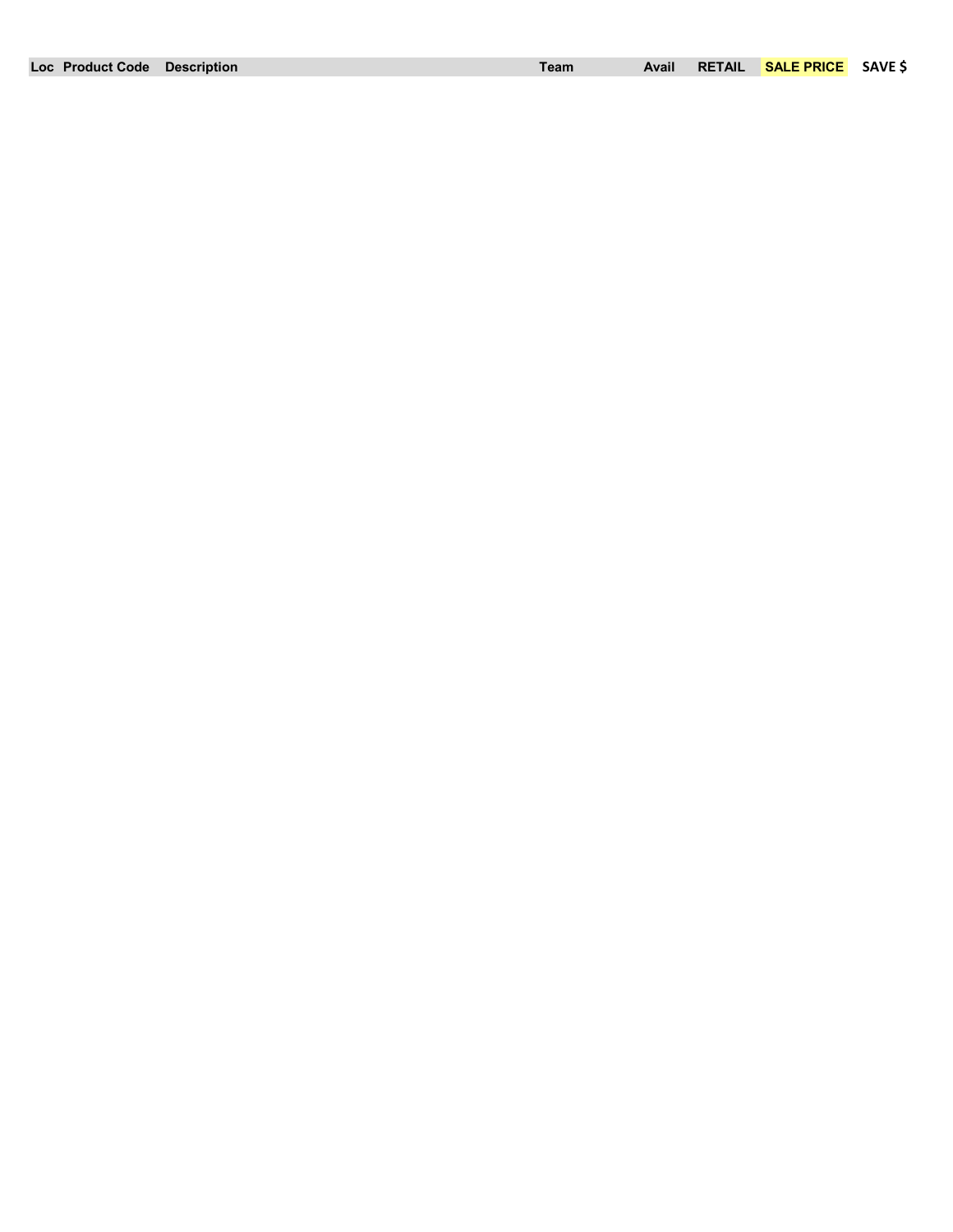| Loc | Product Code | Description | Team | Avail | RETAIL | SALE PRICE | SAVE $ |
| --- | --- | --- | --- | --- | --- | --- | --- |